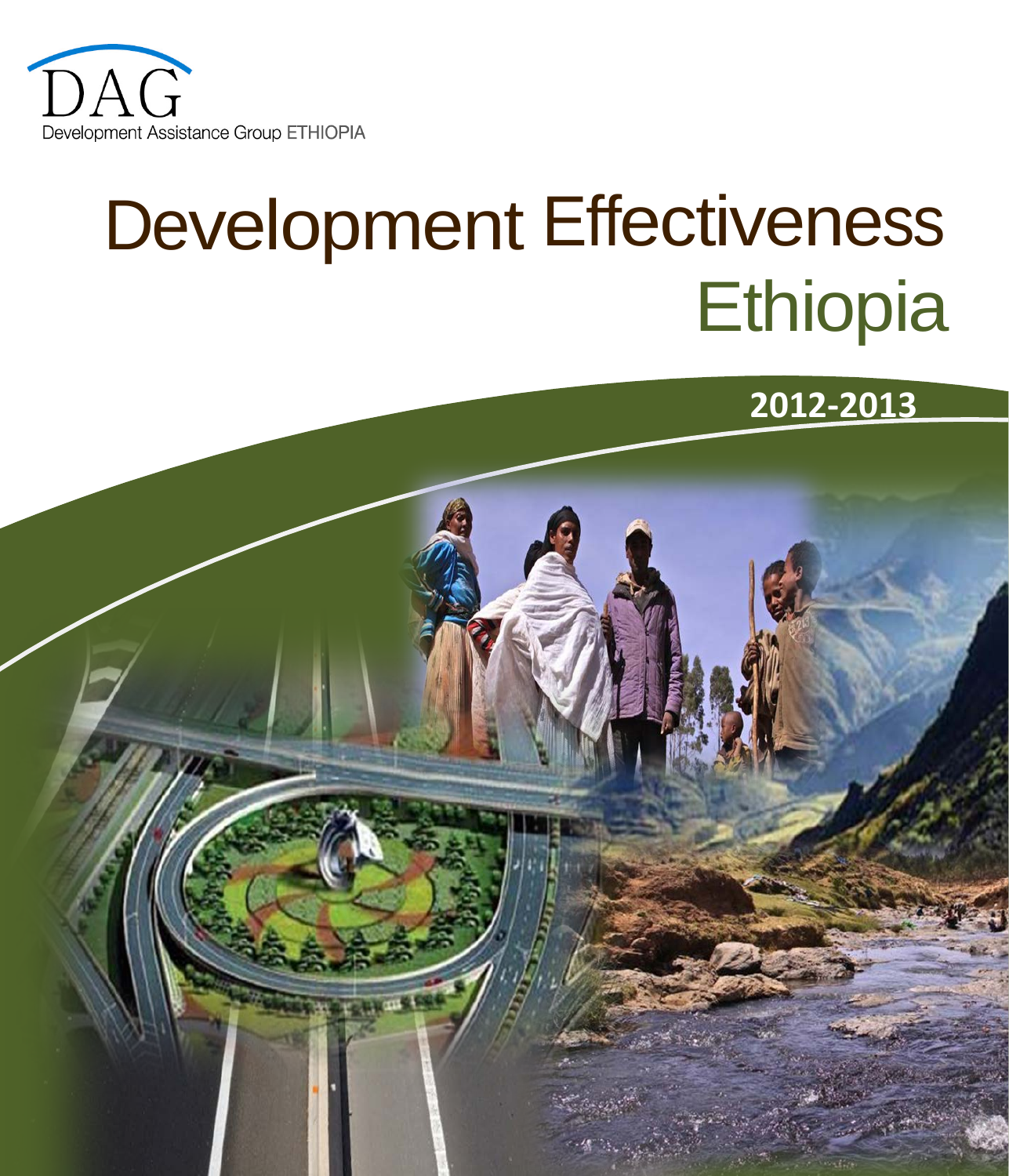DAG

Development Assistance Group ETHIOPIA

# Development Effectiveness Ethiopia

**2012-2013**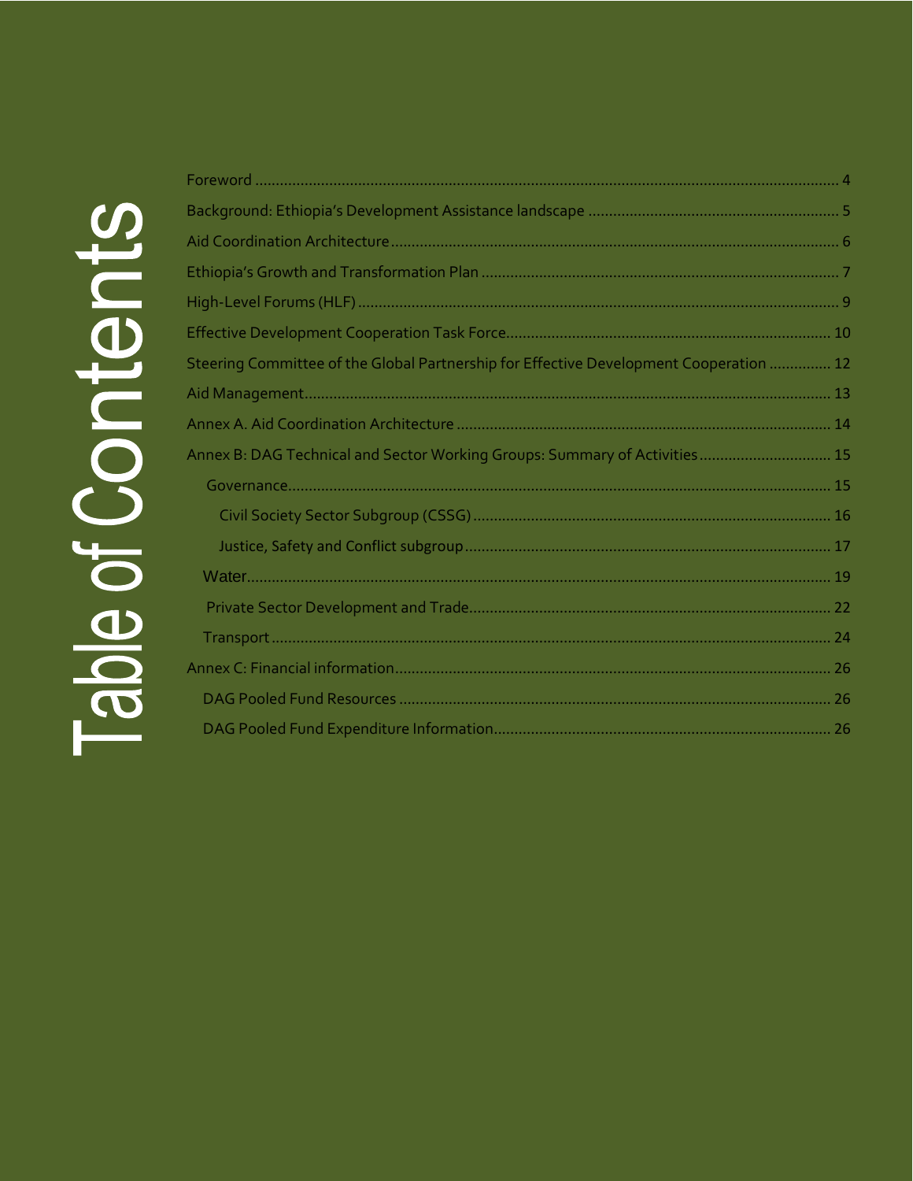# Table of Contents

Foreword ........ 4

Background: Ethiopia's Development Assistance landscape ........ 5

Aid Coordination Architecture ........ 6

Ethiopia's Growth and Transformation Plan ........ 7

High-Level Forums (HLF) ........ 9

Effective Development Cooperation Task Force ........ 10

Steering Committee of the Global Partnership for Effective Development Cooperation ........ 12

Aid Management ........ 13

Annex A. Aid Coordination Architecture ........ 14

Annex B: DAG Technical and Sector Working Groups: Summary of Activities ........ 15

- Governance ........ 15
  - Civil Society Sector Subgroup (CSSG) ........ 16
  - Justice, Safety and Conflict subgroup ........ 17
- Water ........ 19
- Private Sector Development and Trade ........ 22
- Transport ........ 24

Annex C: Financial information ........ 26

- DAG Pooled Fund Resources ........ 26
- DAG Pooled Fund Expenditure Information ........ 26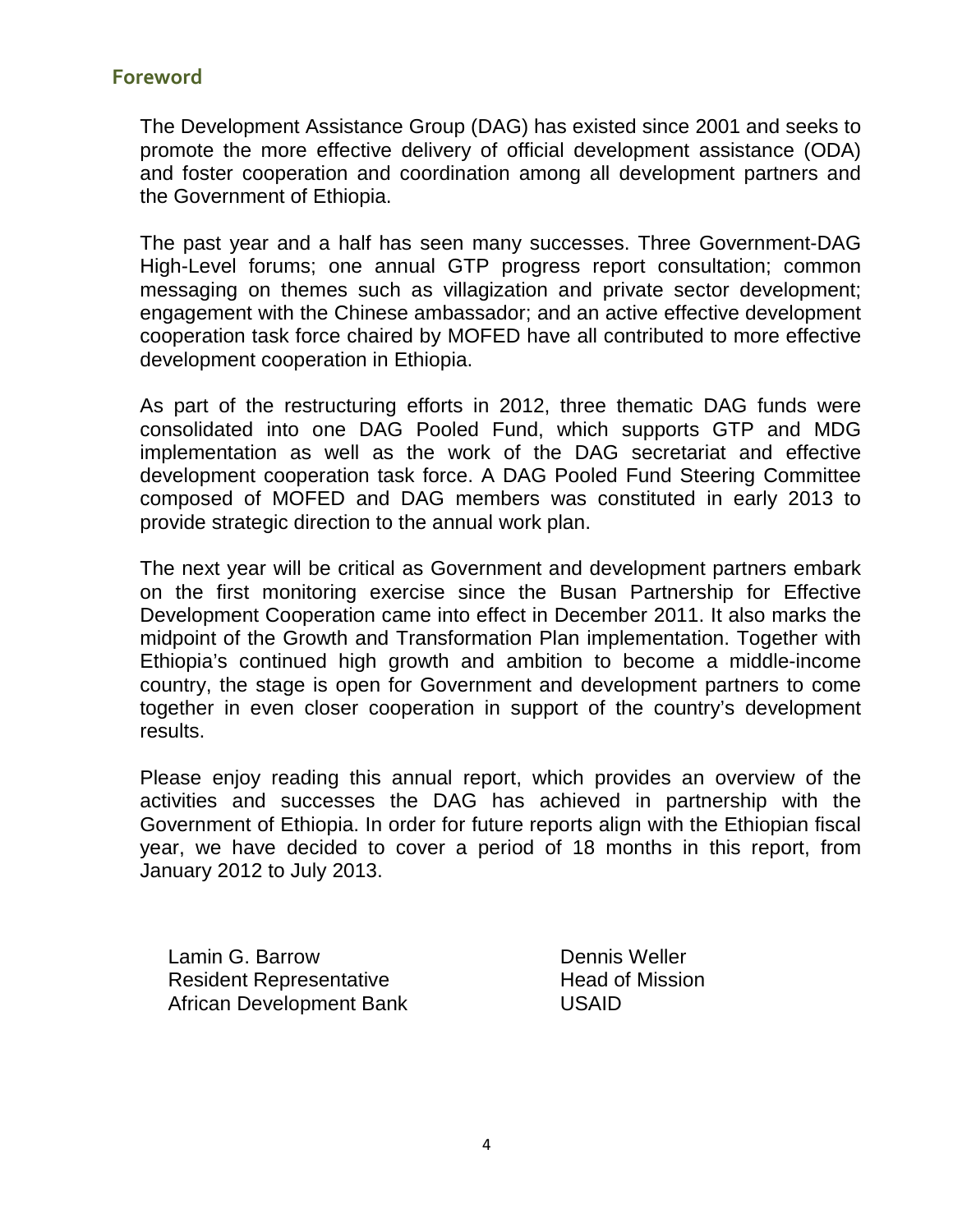## Foreword

The Development Assistance Group (DAG) has existed since 2001 and seeks to promote the more effective delivery of official development assistance (ODA) and foster cooperation and coordination among all development partners and the Government of Ethiopia.

The past year and a half has seen many successes. Three Government-DAG High-Level forums; one annual GTP progress report consultation; common messaging on themes such as villagization and private sector development; engagement with the Chinese ambassador; and an active effective development cooperation task force chaired by MOFED have all contributed to more effective development cooperation in Ethiopia.

As part of the restructuring efforts in 2012, three thematic DAG funds were consolidated into one DAG Pooled Fund, which supports GTP and MDG implementation as well as the work of the DAG secretariat and effective development cooperation task force. A DAG Pooled Fund Steering Committee composed of MOFED and DAG members was constituted in early 2013 to provide strategic direction to the annual work plan.

The next year will be critical as Government and development partners embark on the first monitoring exercise since the Busan Partnership for Effective Development Cooperation came into effect in December 2011. It also marks the midpoint of the Growth and Transformation Plan implementation. Together with Ethiopia's continued high growth and ambition to become a middle-income country, the stage is open for Government and development partners to come together in even closer cooperation in support of the country's development results.

Please enjoy reading this annual report, which provides an overview of the activities and successes the DAG has achieved in partnership with the Government of Ethiopia. In order for future reports align with the Ethiopian fiscal year, we have decided to cover a period of 18 months in this report, from January 2012 to July 2013.

Lamin G. Barrow
Resident Representative
African Development Bank

Dennis Weller
Head of Mission
USAID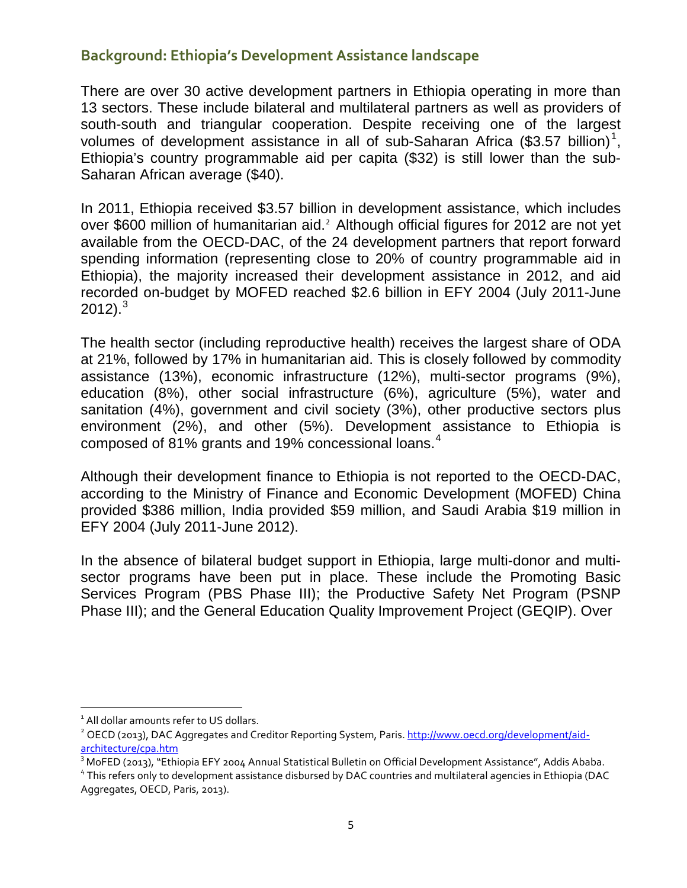## Background: Ethiopia's Development Assistance landscape

There are over 30 active development partners in Ethiopia operating in more than 13 sectors. These include bilateral and multilateral partners as well as providers of south-south and triangular cooperation. Despite receiving one of the largest volumes of development assistance in all of sub-Saharan Africa ($3.57 billion)[1], Ethiopia's country programmable aid per capita ($32) is still lower than the sub-Saharan African average ($40).

In 2011, Ethiopia received $3.57 billion in development assistance, which includes over $600 million of humanitarian aid.[2] Although official figures for 2012 are not yet available from the OECD-DAC, of the 24 development partners that report forward spending information (representing close to 20% of country programmable aid in Ethiopia), the majority increased their development assistance in 2012, and aid recorded on-budget by MOFED reached $2.6 billion in EFY 2004 (July 2011-June 2012).[3]

The health sector (including reproductive health) receives the largest share of ODA at 21%, followed by 17% in humanitarian aid. This is closely followed by commodity assistance (13%), economic infrastructure (12%), multi-sector programs (9%), education (8%), other social infrastructure (6%), agriculture (5%), water and sanitation (4%), government and civil society (3%), other productive sectors plus environment (2%), and other (5%). Development assistance to Ethiopia is composed of 81% grants and 19% concessional loans.[4]

Although their development finance to Ethiopia is not reported to the OECD-DAC, according to the Ministry of Finance and Economic Development (MOFED) China provided $386 million, India provided $59 million, and Saudi Arabia $19 million in EFY 2004 (July 2011-June 2012).

In the absence of bilateral budget support in Ethiopia, large multi-donor and multi-sector programs have been put in place. These include the Promoting Basic Services Program (PBS Phase III); the Productive Safety Net Program (PSNP Phase III); and the General Education Quality Improvement Project (GEQIP). Over

---

[1] All dollar amounts refer to US dollars.

[2] OECD (2013), DAC Aggregates and Creditor Reporting System, Paris. http://www.oecd.org/development/aid-architecture/cpa.htm

[3] MoFED (2013), "Ethiopia EFY 2004 Annual Statistical Bulletin on Official Development Assistance", Addis Ababa.

[4] This refers only to development assistance disbursed by DAC countries and multilateral agencies in Ethiopia (DAC Aggregates, OECD, Paris, 2013).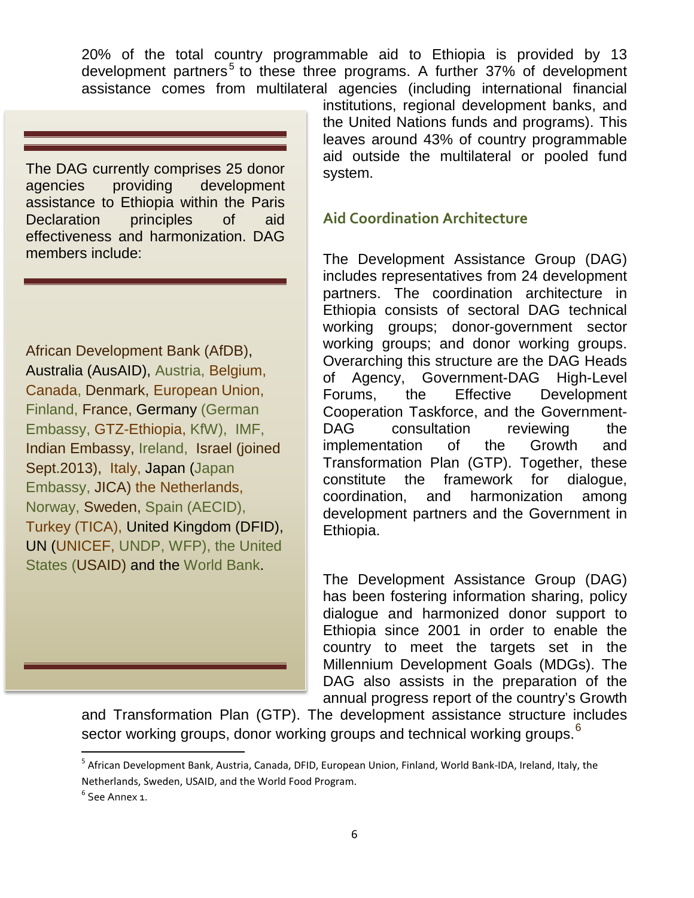20% of the total country programmable aid to Ethiopia is provided by 13 development partners[5] to these three programs. A further 37% of development assistance comes from multilateral agencies (including international financial institutions, regional development banks, and the United Nations funds and programs). This leaves around 43% of country programmable aid outside the multilateral or pooled fund system.

> The DAG currently comprises 25 donor agencies providing development assistance to Ethiopia within the Paris Declaration principles of aid effectiveness and harmonization. DAG members include:
>
> African Development Bank (AfDB), Australia (AusAID), Austria, Belgium, Canada, Denmark, European Union, Finland, France, Germany (German Embassy, GTZ-Ethiopia, KfW), IMF, Indian Embassy, Ireland, Israel (joined Sept.2013), Italy, Japan (Japan Embassy, JICA) the Netherlands, Norway, Sweden, Spain (AECID), Turkey (TICA), United Kingdom (DFID), UN (UNICEF, UNDP, WFP), the United States (USAID) and the World Bank.

## Aid Coordination Architecture

The Development Assistance Group (DAG) includes representatives from 24 development partners. The coordination architecture in Ethiopia consists of sectoral DAG technical working groups; donor-government sector working groups; and donor working groups. Overarching this structure are the DAG Heads of Agency, Government-DAG High-Level Forums, the Effective Development Cooperation Taskforce, and the Government-DAG consultation reviewing the implementation of the Growth and Transformation Plan (GTP). Together, these constitute the framework for dialogue, coordination, and harmonization among development partners and the Government in Ethiopia.

The Development Assistance Group (DAG) has been fostering information sharing, policy dialogue and harmonized donor support to Ethiopia since 2001 in order to enable the country to meet the targets set in the Millennium Development Goals (MDGs). The DAG also assists in the preparation of the annual progress report of the country's Growth and Transformation Plan (GTP). The development assistance structure includes sector working groups, donor working groups and technical working groups.[6]

---

[5] African Development Bank, Austria, Canada, DFID, European Union, Finland, World Bank-IDA, Ireland, Italy, the Netherlands, Sweden, USAID, and the World Food Program.

[6] See Annex 1.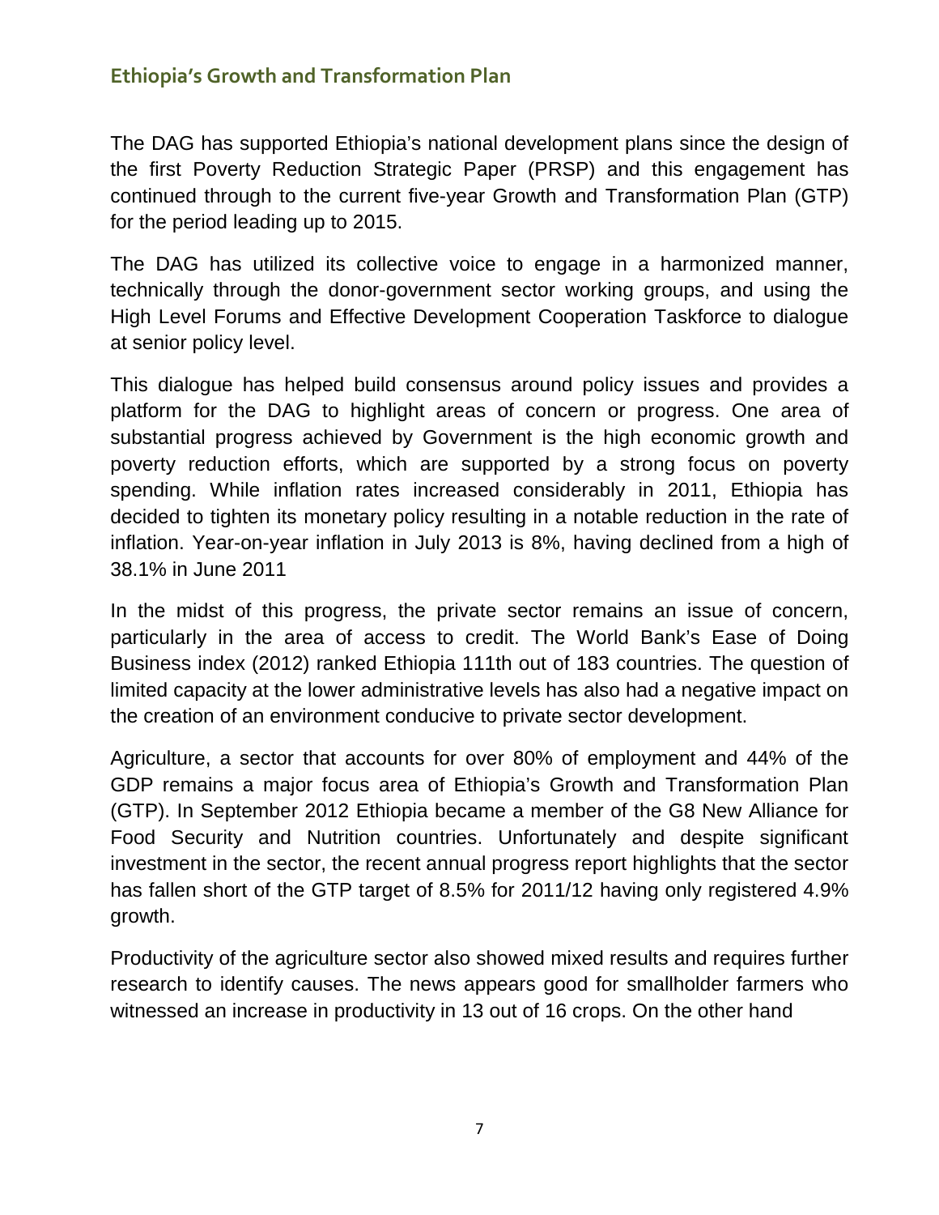## Ethiopia's Growth and Transformation Plan

The DAG has supported Ethiopia's national development plans since the design of the first Poverty Reduction Strategic Paper (PRSP) and this engagement has continued through to the current five-year Growth and Transformation Plan (GTP) for the period leading up to 2015.

The DAG has utilized its collective voice to engage in a harmonized manner, technically through the donor-government sector working groups, and using the High Level Forums and Effective Development Cooperation Taskforce to dialogue at senior policy level.

This dialogue has helped build consensus around policy issues and provides a platform for the DAG to highlight areas of concern or progress. One area of substantial progress achieved by Government is the high economic growth and poverty reduction efforts, which are supported by a strong focus on poverty spending. While inflation rates increased considerably in 2011, Ethiopia has decided to tighten its monetary policy resulting in a notable reduction in the rate of inflation. Year-on-year inflation in July 2013 is 8%, having declined from a high of 38.1% in June 2011

In the midst of this progress, the private sector remains an issue of concern, particularly in the area of access to credit. The World Bank's Ease of Doing Business index (2012) ranked Ethiopia 111th out of 183 countries. The question of limited capacity at the lower administrative levels has also had a negative impact on the creation of an environment conducive to private sector development.

Agriculture, a sector that accounts for over 80% of employment and 44% of the GDP remains a major focus area of Ethiopia's Growth and Transformation Plan (GTP). In September 2012 Ethiopia became a member of the G8 New Alliance for Food Security and Nutrition countries. Unfortunately and despite significant investment in the sector, the recent annual progress report highlights that the sector has fallen short of the GTP target of 8.5% for 2011/12 having only registered 4.9% growth.

Productivity of the agriculture sector also showed mixed results and requires further research to identify causes. The news appears good for smallholder farmers who witnessed an increase in productivity in 13 out of 16 crops. On the other hand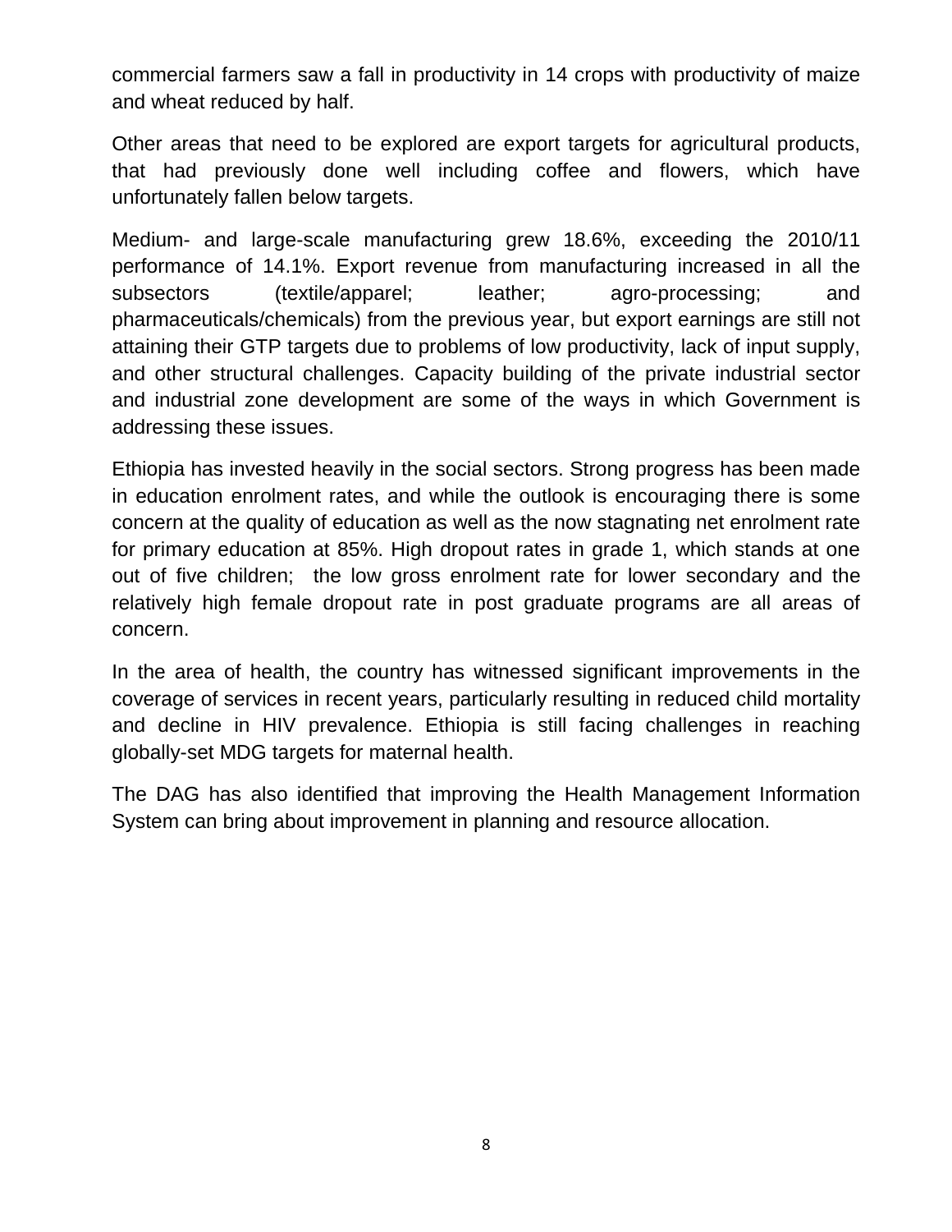commercial farmers saw a fall in productivity in 14 crops with productivity of maize and wheat reduced by half.

Other areas that need to be explored are export targets for agricultural products, that had previously done well including coffee and flowers, which have unfortunately fallen below targets.

Medium- and large-scale manufacturing grew 18.6%, exceeding the 2010/11 performance of 14.1%. Export revenue from manufacturing increased in all the subsectors (textile/apparel; leather; agro-processing; and pharmaceuticals/chemicals) from the previous year, but export earnings are still not attaining their GTP targets due to problems of low productivity, lack of input supply, and other structural challenges. Capacity building of the private industrial sector and industrial zone development are some of the ways in which Government is addressing these issues.

Ethiopia has invested heavily in the social sectors. Strong progress has been made in education enrolment rates, and while the outlook is encouraging there is some concern at the quality of education as well as the now stagnating net enrolment rate for primary education at 85%. High dropout rates in grade 1, which stands at one out of five children; the low gross enrolment rate for lower secondary and the relatively high female dropout rate in post graduate programs are all areas of concern.

In the area of health, the country has witnessed significant improvements in the coverage of services in recent years, particularly resulting in reduced child mortality and decline in HIV prevalence. Ethiopia is still facing challenges in reaching globally-set MDG targets for maternal health.

The DAG has also identified that improving the Health Management Information System can bring about improvement in planning and resource allocation.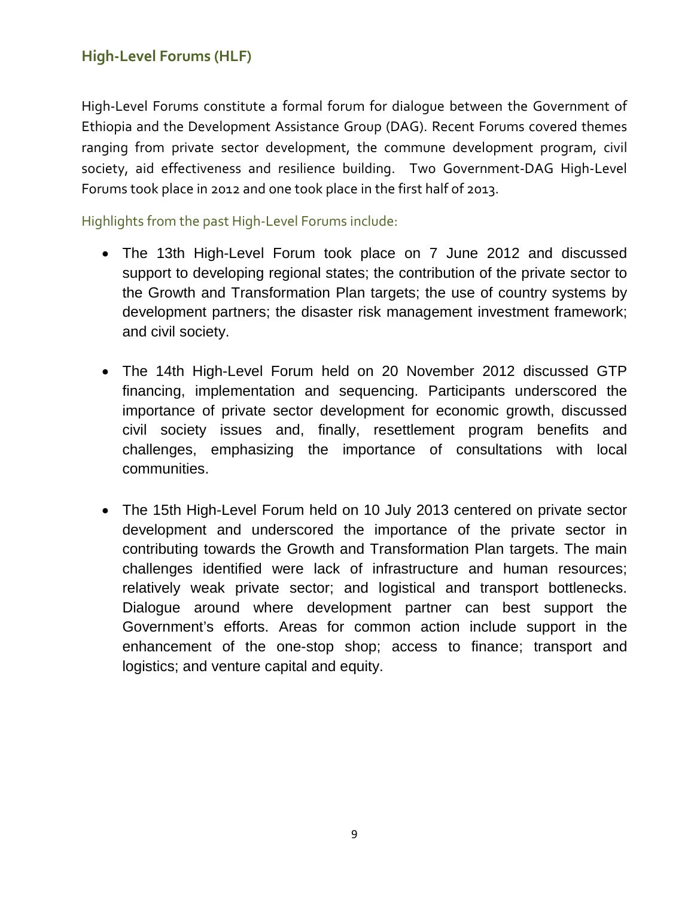## High-Level Forums (HLF)

High-Level Forums constitute a formal forum for dialogue between the Government of Ethiopia and the Development Assistance Group (DAG). Recent Forums covered themes ranging from private sector development, the commune development program, civil society, aid effectiveness and resilience building. Two Government-DAG High-Level Forums took place in 2012 and one took place in the first half of 2013.

Highlights from the past High-Level Forums include:

- The 13th High-Level Forum took place on 7 June 2012 and discussed support to developing regional states; the contribution of the private sector to the Growth and Transformation Plan targets; the use of country systems by development partners; the disaster risk management investment framework; and civil society.

- The 14th High-Level Forum held on 20 November 2012 discussed GTP financing, implementation and sequencing. Participants underscored the importance of private sector development for economic growth, discussed civil society issues and, finally, resettlement program benefits and challenges, emphasizing the importance of consultations with local communities.

- The 15th High-Level Forum held on 10 July 2013 centered on private sector development and underscored the importance of the private sector in contributing towards the Growth and Transformation Plan targets. The main challenges identified were lack of infrastructure and human resources; relatively weak private sector; and logistical and transport bottlenecks. Dialogue around where development partner can best support the Government's efforts. Areas for common action include support in the enhancement of the one-stop shop; access to finance; transport and logistics; and venture capital and equity.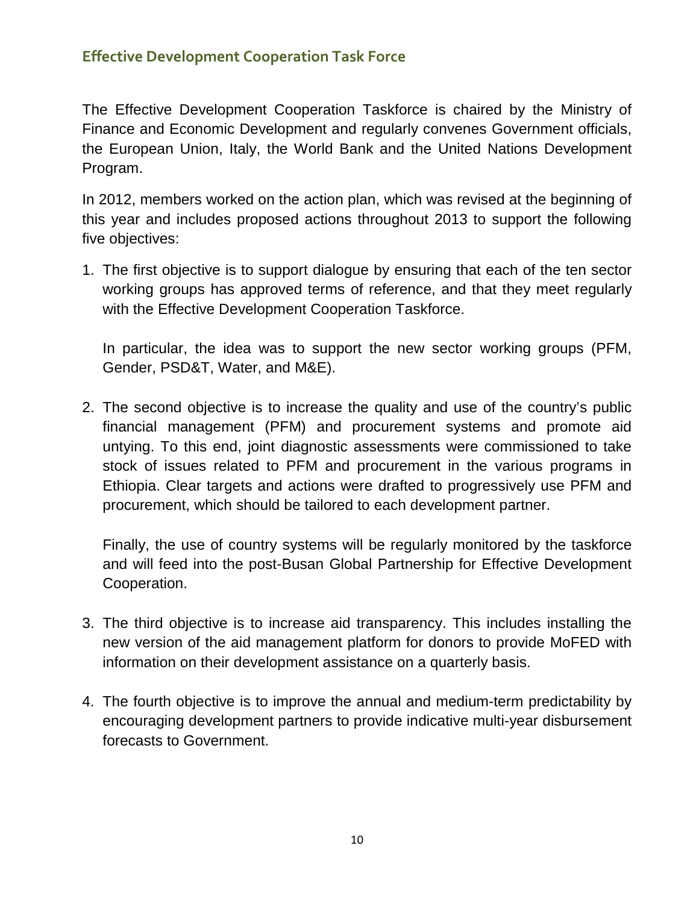## Effective Development Cooperation Task Force

The Effective Development Cooperation Taskforce is chaired by the Ministry of Finance and Economic Development and regularly convenes Government officials, the European Union, Italy, the World Bank and the United Nations Development Program.

In 2012, members worked on the action plan, which was revised at the beginning of this year and includes proposed actions throughout 2013 to support the following five objectives:

1. The first objective is to support dialogue by ensuring that each of the ten sector working groups has approved terms of reference, and that they meet regularly with the Effective Development Cooperation Taskforce.

   In particular, the idea was to support the new sector working groups (PFM, Gender, PSD&T, Water, and M&E).

2. The second objective is to increase the quality and use of the country's public financial management (PFM) and procurement systems and promote aid untying. To this end, joint diagnostic assessments were commissioned to take stock of issues related to PFM and procurement in the various programs in Ethiopia. Clear targets and actions were drafted to progressively use PFM and procurement, which should be tailored to each development partner.

   Finally, the use of country systems will be regularly monitored by the taskforce and will feed into the post-Busan Global Partnership for Effective Development Cooperation.

3. The third objective is to increase aid transparency. This includes installing the new version of the aid management platform for donors to provide MoFED with information on their development assistance on a quarterly basis.

4. The fourth objective is to improve the annual and medium-term predictability by encouraging development partners to provide indicative multi-year disbursement forecasts to Government.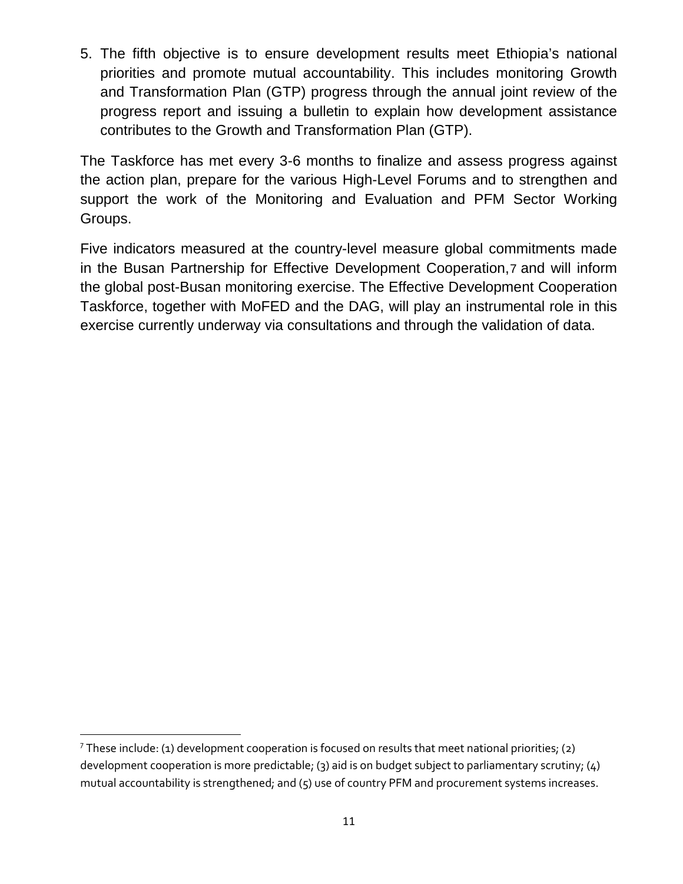5. The fifth objective is to ensure development results meet Ethiopia's national priorities and promote mutual accountability. This includes monitoring Growth and Transformation Plan (GTP) progress through the annual joint review of the progress report and issuing a bulletin to explain how development assistance contributes to the Growth and Transformation Plan (GTP).

The Taskforce has met every 3-6 months to finalize and assess progress against the action plan, prepare for the various High-Level Forums and to strengthen and support the work of the Monitoring and Evaluation and PFM Sector Working Groups.

Five indicators measured at the country-level measure global commitments made in the Busan Partnership for Effective Development Cooperation,[7] and will inform the global post-Busan monitoring exercise. The Effective Development Cooperation Taskforce, together with MoFED and the DAG, will play an instrumental role in this exercise currently underway via consultations and through the validation of data.

[7] These include: (1) development cooperation is focused on results that meet national priorities; (2) development cooperation is more predictable; (3) aid is on budget subject to parliamentary scrutiny; (4) mutual accountability is strengthened; and (5) use of country PFM and procurement systems increases.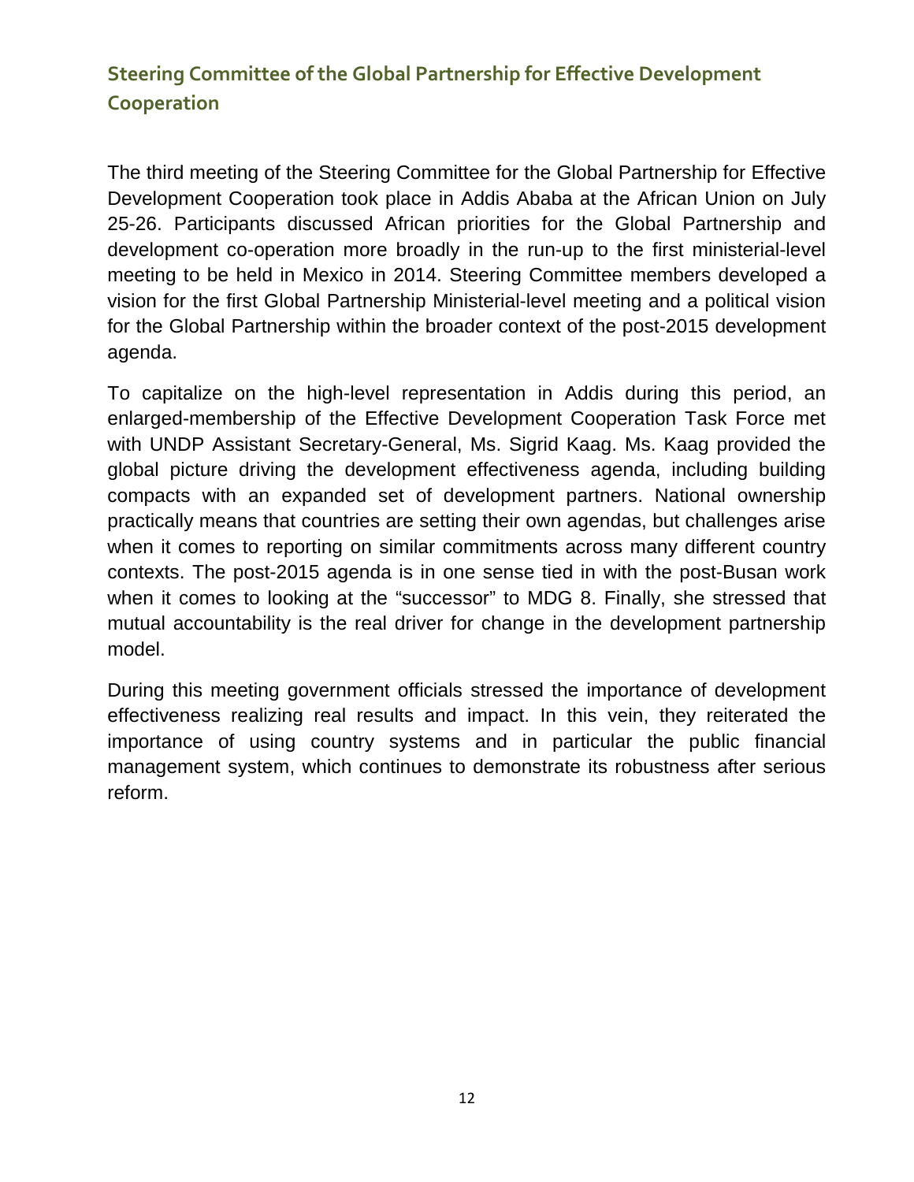## Steering Committee of the Global Partnership for Effective Development Cooperation

The third meeting of the Steering Committee for the Global Partnership for Effective Development Cooperation took place in Addis Ababa at the African Union on July 25-26. Participants discussed African priorities for the Global Partnership and development co-operation more broadly in the run-up to the first ministerial-level meeting to be held in Mexico in 2014. Steering Committee members developed a vision for the first Global Partnership Ministerial-level meeting and a political vision for the Global Partnership within the broader context of the post-2015 development agenda.

To capitalize on the high-level representation in Addis during this period, an enlarged-membership of the Effective Development Cooperation Task Force met with UNDP Assistant Secretary-General, Ms. Sigrid Kaag. Ms. Kaag provided the global picture driving the development effectiveness agenda, including building compacts with an expanded set of development partners. National ownership practically means that countries are setting their own agendas, but challenges arise when it comes to reporting on similar commitments across many different country contexts. The post-2015 agenda is in one sense tied in with the post-Busan work when it comes to looking at the "successor" to MDG 8. Finally, she stressed that mutual accountability is the real driver for change in the development partnership model.

During this meeting government officials stressed the importance of development effectiveness realizing real results and impact. In this vein, they reiterated the importance of using country systems and in particular the public financial management system, which continues to demonstrate its robustness after serious reform.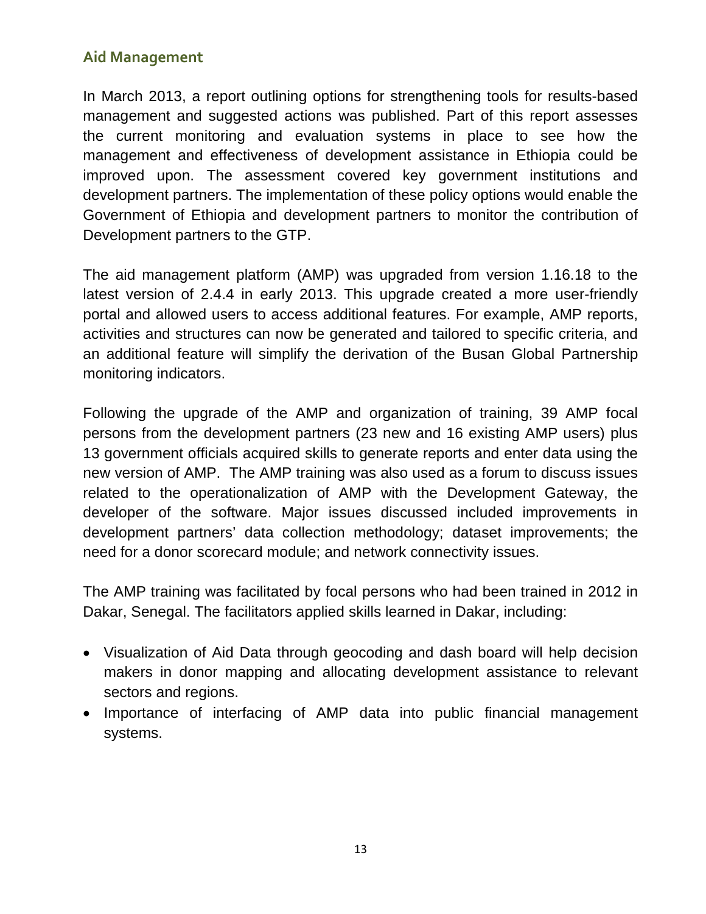## Aid Management

In March 2013, a report outlining options for strengthening tools for results-based management and suggested actions was published. Part of this report assesses the current monitoring and evaluation systems in place to see how the management and effectiveness of development assistance in Ethiopia could be improved upon. The assessment covered key government institutions and development partners. The implementation of these policy options would enable the Government of Ethiopia and development partners to monitor the contribution of Development partners to the GTP.

The aid management platform (AMP) was upgraded from version 1.16.18 to the latest version of 2.4.4 in early 2013. This upgrade created a more user-friendly portal and allowed users to access additional features. For example, AMP reports, activities and structures can now be generated and tailored to specific criteria, and an additional feature will simplify the derivation of the Busan Global Partnership monitoring indicators.

Following the upgrade of the AMP and organization of training, 39 AMP focal persons from the development partners (23 new and 16 existing AMP users) plus 13 government officials acquired skills to generate reports and enter data using the new version of AMP. The AMP training was also used as a forum to discuss issues related to the operationalization of AMP with the Development Gateway, the developer of the software. Major issues discussed included improvements in development partners' data collection methodology; dataset improvements; the need for a donor scorecard module; and network connectivity issues.

The AMP training was facilitated by focal persons who had been trained in 2012 in Dakar, Senegal. The facilitators applied skills learned in Dakar, including:

- Visualization of Aid Data through geocoding and dash board will help decision makers in donor mapping and allocating development assistance to relevant sectors and regions.
- Importance of interfacing of AMP data into public financial management systems.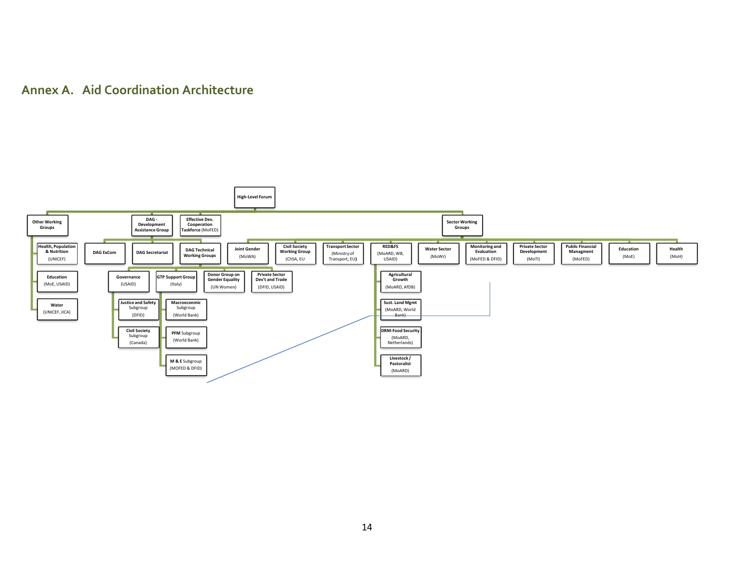## Annex A. Aid Coordination Architecture

- **High-Level Forum**
  - **Other Working Groups**
    - **Health, Population & Nutrition** (UNICEF)
    - **Education** (MoE, USAID)
    - **Water** (UNICEF, JICA)
  - **DAG - Development Assistance Group**
    - **DAG ExCom**
    - **DAG Secretariat**
    - **DAG Technical Working Groups**
      - **Governance** (USAID)
        - **Justice and Safety** Subgroup (DFID)
        - **Civil Society** Subgroup (Canada)
      - **GTP Support Group** (Italy)
        - **Macroeconmic** Subgroup (World Bank)
        - **PFM** Subgroup (World Bank)
        - **M & E** Subgroup (MOFED & DFID)
      - **Donor Group on Gender Equality** (UN Women)
      - **Private Sector Dev't and Trade** (DFID, USAID)
  - **Effective Dev. Cooperation Taskforce** (MoFED)
  - **Sector Working Groups**
    - **Joint Gender** (MoWA)
    - **Civil Society Working Group** (ChSA, EU)
    - **Transport Sector** (Ministry of Transport, EU)
    - **RED&FS** (MoARD, WB, USAID)
      - **Agricultural Growth** (MoARD, AfDB)
      - **Sust. Land Mgmt** (MoARD, World Bank)
      - **DRM-Food Security** (MoARD, Netherlands)
      - **Livestock / Pastoralist** (MoARD)
    - **Water Sector** (MoWr)
    - **Monitoring and Evaluation** (MoFED & DFID)
    - **Private Sector Development** (MoTI)
    - **Public Financial Managment** (MoFED)
    - **Education** (MoE)
    - **Health** (MoH)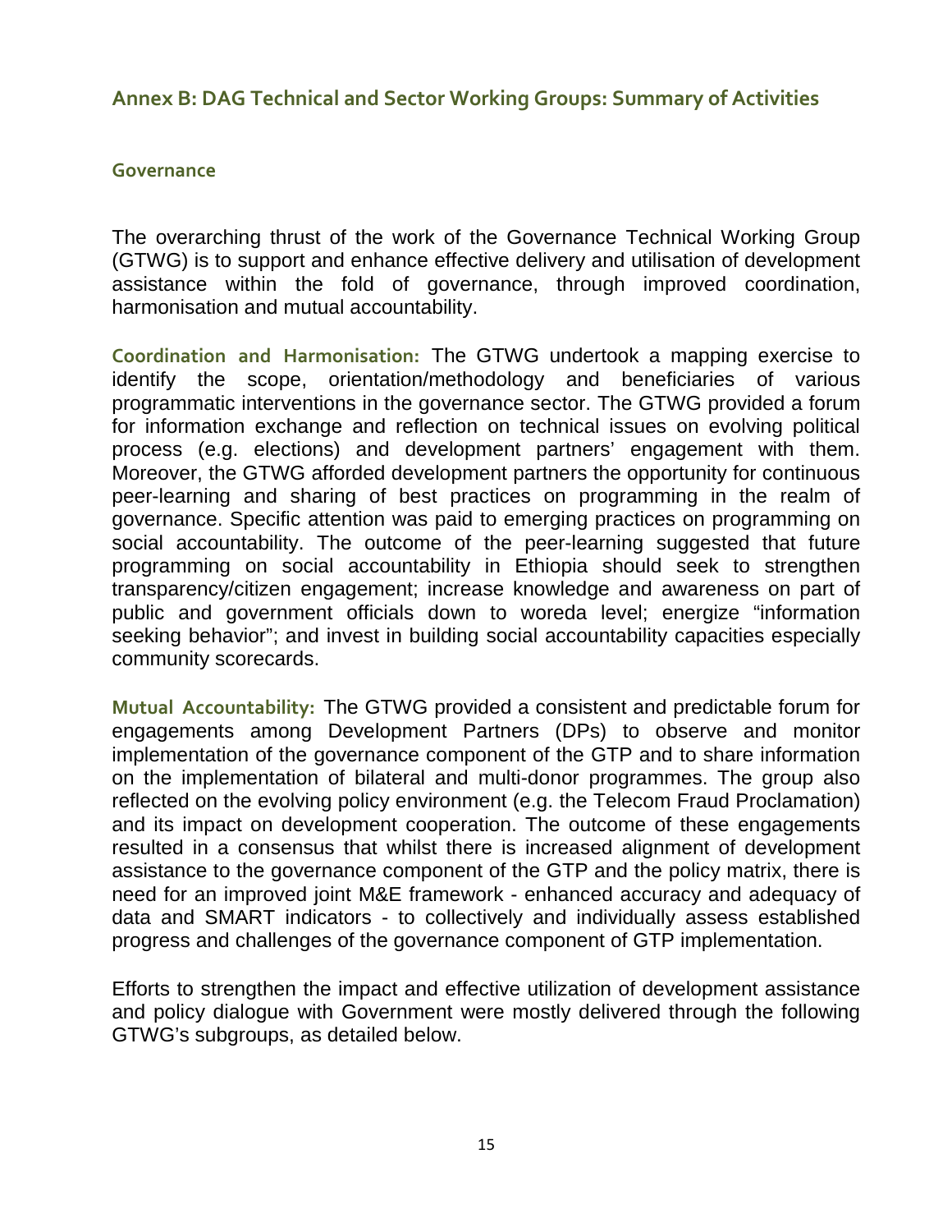## Annex B: DAG Technical and Sector Working Groups: Summary of Activities

### Governance

The overarching thrust of the work of the Governance Technical Working Group (GTWG) is to support and enhance effective delivery and utilisation of development assistance within the fold of governance, through improved coordination, harmonisation and mutual accountability.

**Coordination and Harmonisation:** The GTWG undertook a mapping exercise to identify the scope, orientation/methodology and beneficiaries of various programmatic interventions in the governance sector. The GTWG provided a forum for information exchange and reflection on technical issues on evolving political process (e.g. elections) and development partners' engagement with them. Moreover, the GTWG afforded development partners the opportunity for continuous peer-learning and sharing of best practices on programming in the realm of governance. Specific attention was paid to emerging practices on programming on social accountability. The outcome of the peer-learning suggested that future programming on social accountability in Ethiopia should seek to strengthen transparency/citizen engagement; increase knowledge and awareness on part of public and government officials down to woreda level; energize "information seeking behavior"; and invest in building social accountability capacities especially community scorecards.

**Mutual Accountability:** The GTWG provided a consistent and predictable forum for engagements among Development Partners (DPs) to observe and monitor implementation of the governance component of the GTP and to share information on the implementation of bilateral and multi-donor programmes. The group also reflected on the evolving policy environment (e.g. the Telecom Fraud Proclamation) and its impact on development cooperation. The outcome of these engagements resulted in a consensus that whilst there is increased alignment of development assistance to the governance component of the GTP and the policy matrix, there is need for an improved joint M&E framework - enhanced accuracy and adequacy of data and SMART indicators - to collectively and individually assess established progress and challenges of the governance component of GTP implementation.

Efforts to strengthen the impact and effective utilization of development assistance and policy dialogue with Government were mostly delivered through the following GTWG's subgroups, as detailed below.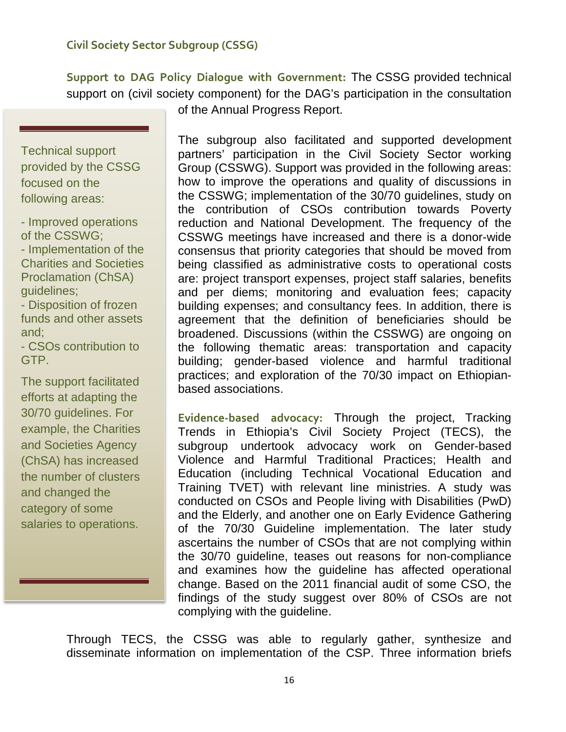### Civil Society Sector Subgroup (CSSG)

**Support to DAG Policy Dialogue with Government:** The CSSG provided technical support on (civil society component) for the DAG's participation in the consultation of the Annual Progress Report.

> Technical support provided by the CSSG focused on the following areas:
>
> - Improved operations of the CSSWG;
> - Implementation of the Charities and Societies Proclamation (ChSA) guidelines;
> - Disposition of frozen funds and other assets and;
> - CSOs contribution to GTP.
>
> The support facilitated efforts at adapting the 30/70 guidelines. For example, the Charities and Societies Agency (ChSA) has increased the number of clusters and changed the category of some salaries to operations.

The subgroup also facilitated and supported development partners' participation in the Civil Society Sector working Group (CSSWG). Support was provided in the following areas: how to improve the operations and quality of discussions in the CSSWG; implementation of the 30/70 guidelines, study on the contribution of CSOs contribution towards Poverty reduction and National Development. The frequency of the CSSWG meetings have increased and there is a donor-wide consensus that priority categories that should be moved from being classified as administrative costs to operational costs are: project transport expenses, project staff salaries, benefits and per diems; monitoring and evaluation fees; capacity building expenses; and consultancy fees. In addition, there is agreement that the definition of beneficiaries should be broadened. Discussions (within the CSSWG) are ongoing on the following thematic areas: transportation and capacity building; gender-based violence and harmful traditional practices; and exploration of the 70/30 impact on Ethiopian-based associations.

**Evidence-based advocacy:** Through the project, Tracking Trends in Ethiopia's Civil Society Project (TECS), the subgroup undertook advocacy work on Gender-based Violence and Harmful Traditional Practices; Health and Education (including Technical Vocational Education and Training TVET) with relevant line ministries. A study was conducted on CSOs and People living with Disabilities (PwD) and the Elderly, and another one on Early Evidence Gathering of the 70/30 Guideline implementation. The later study ascertains the number of CSOs that are not complying within the 30/70 guideline, teases out reasons for non-compliance and examines how the guideline has affected operational change. Based on the 2011 financial audit of some CSO, the findings of the study suggest over 80% of CSOs are not complying with the guideline.

Through TECS, the CSSG was able to regularly gather, synthesize and disseminate information on implementation of the CSP. Three information briefs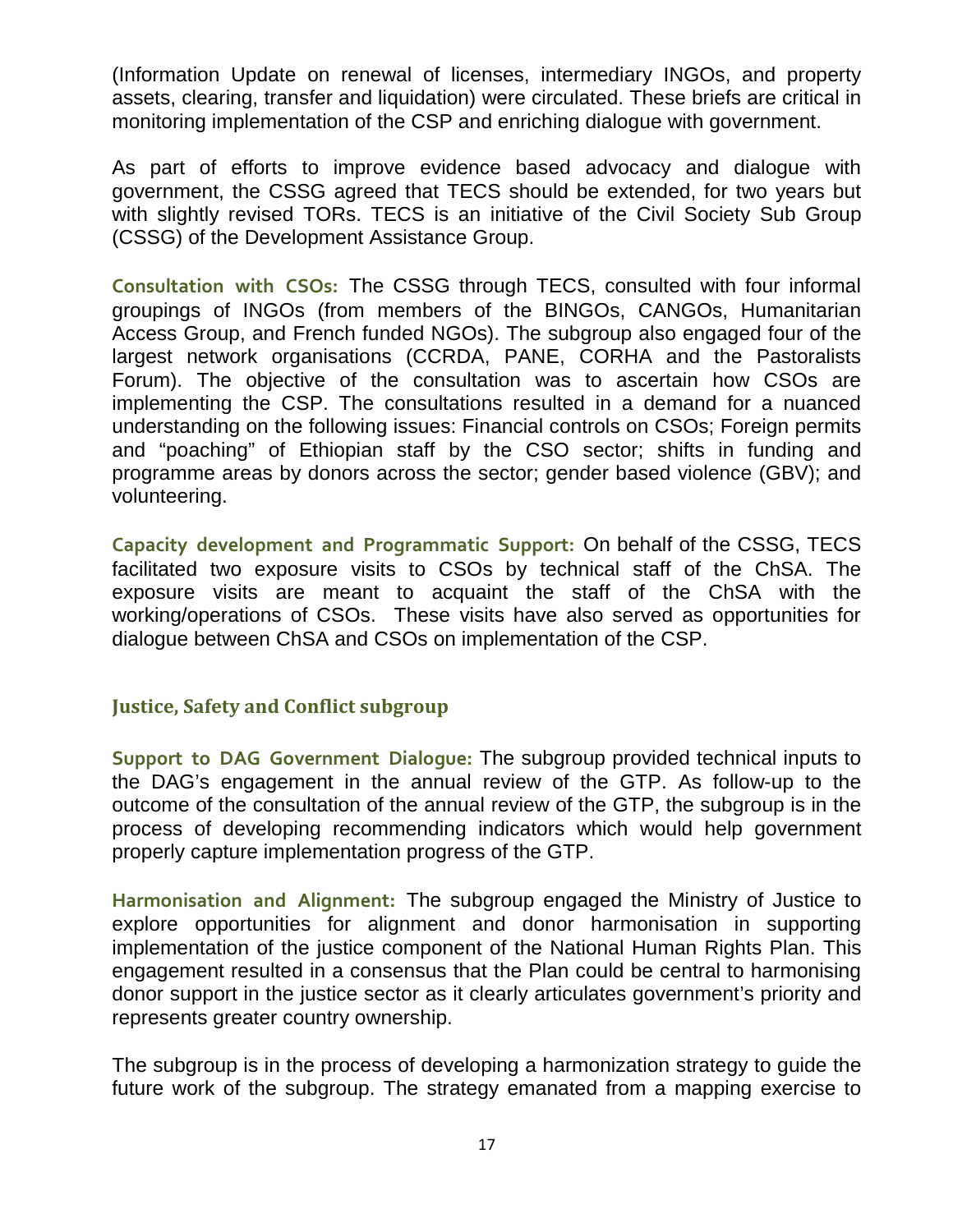(Information Update on renewal of licenses, intermediary INGOs, and property assets, clearing, transfer and liquidation) were circulated. These briefs are critical in monitoring implementation of the CSP and enriching dialogue with government.

As part of efforts to improve evidence based advocacy and dialogue with government, the CSSG agreed that TECS should be extended, for two years but with slightly revised TORs. TECS is an initiative of the Civil Society Sub Group (CSSG) of the Development Assistance Group.

**Consultation with CSOs:** The CSSG through TECS, consulted with four informal groupings of INGOs (from members of the BINGOs, CANGOs, Humanitarian Access Group, and French funded NGOs). The subgroup also engaged four of the largest network organisations (CCRDA, PANE, CORHA and the Pastoralists Forum). The objective of the consultation was to ascertain how CSOs are implementing the CSP. The consultations resulted in a demand for a nuanced understanding on the following issues: Financial controls on CSOs; Foreign permits and "poaching" of Ethiopian staff by the CSO sector; shifts in funding and programme areas by donors across the sector; gender based violence (GBV); and volunteering.

**Capacity development and Programmatic Support:** On behalf of the CSSG, TECS facilitated two exposure visits to CSOs by technical staff of the ChSA. The exposure visits are meant to acquaint the staff of the ChSA with the working/operations of CSOs. These visits have also served as opportunities for dialogue between ChSA and CSOs on implementation of the CSP.

### Justice, Safety and Conflict subgroup

**Support to DAG Government Dialogue:** The subgroup provided technical inputs to the DAG's engagement in the annual review of the GTP. As follow-up to the outcome of the consultation of the annual review of the GTP, the subgroup is in the process of developing recommending indicators which would help government properly capture implementation progress of the GTP.

**Harmonisation and Alignment:** The subgroup engaged the Ministry of Justice to explore opportunities for alignment and donor harmonisation in supporting implementation of the justice component of the National Human Rights Plan. This engagement resulted in a consensus that the Plan could be central to harmonising donor support in the justice sector as it clearly articulates government's priority and represents greater country ownership.

The subgroup is in the process of developing a harmonization strategy to guide the future work of the subgroup. The strategy emanated from a mapping exercise to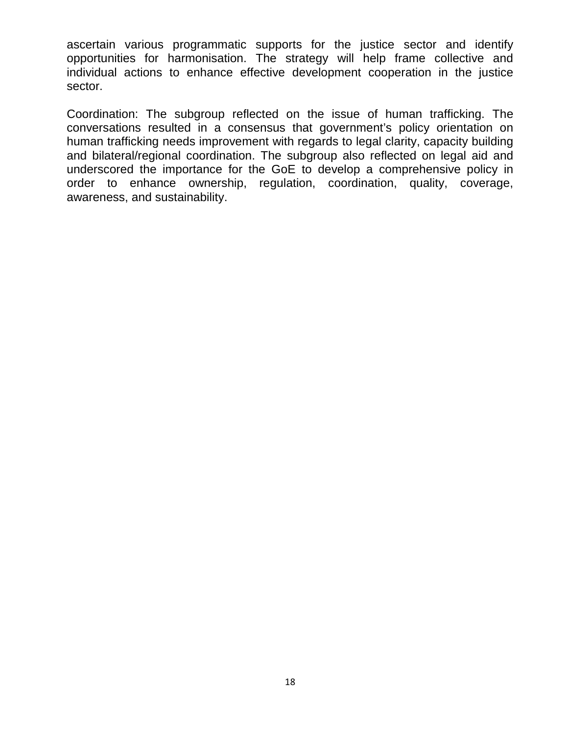ascertain various programmatic supports for the justice sector and identify opportunities for harmonisation. The strategy will help frame collective and individual actions to enhance effective development cooperation in the justice sector.

Coordination: The subgroup reflected on the issue of human trafficking. The conversations resulted in a consensus that government's policy orientation on human trafficking needs improvement with regards to legal clarity, capacity building and bilateral/regional coordination. The subgroup also reflected on legal aid and underscored the importance for the GoE to develop a comprehensive policy in order to enhance ownership, regulation, coordination, quality, coverage, awareness, and sustainability.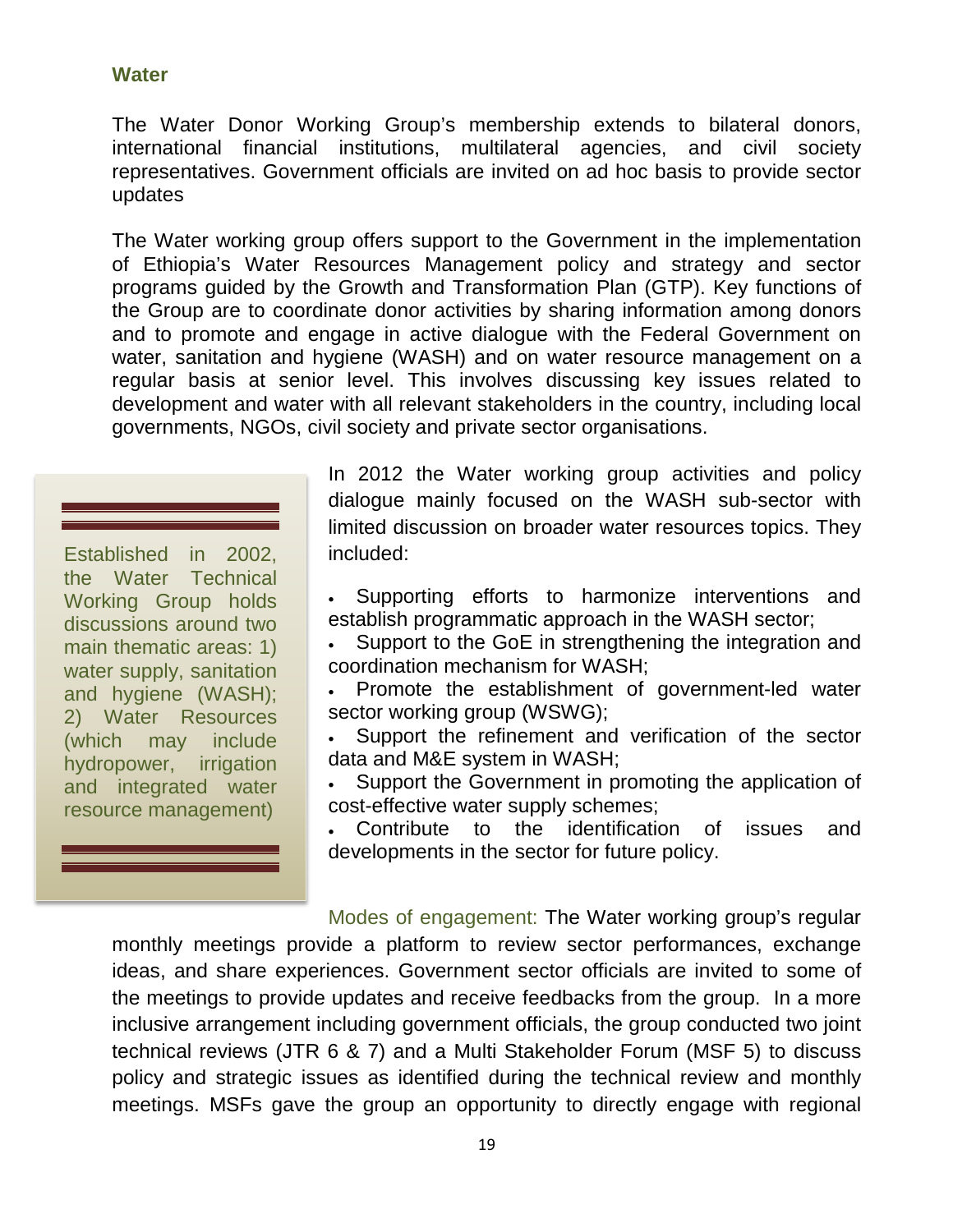### Water

The Water Donor Working Group's membership extends to bilateral donors, international financial institutions, multilateral agencies, and civil society representatives. Government officials are invited on ad hoc basis to provide sector updates

The Water working group offers support to the Government in the implementation of Ethiopia's Water Resources Management policy and strategy and sector programs guided by the Growth and Transformation Plan (GTP). Key functions of the Group are to coordinate donor activities by sharing information among donors and to promote and engage in active dialogue with the Federal Government on water, sanitation and hygiene (WASH) and on water resource management on a regular basis at senior level. This involves discussing key issues related to development and water with all relevant stakeholders in the country, including local governments, NGOs, civil society and private sector organisations.

> Established in 2002, the Water Technical Working Group holds discussions around two main thematic areas: 1) water supply, sanitation and hygiene (WASH); 2) Water Resources (which may include hydropower, irrigation and integrated water resource management)

In 2012 the Water working group activities and policy dialogue mainly focused on the WASH sub-sector with limited discussion on broader water resources topics. They included:

- Supporting efforts to harmonize interventions and establish programmatic approach in the WASH sector;
- Support to the GoE in strengthening the integration and coordination mechanism for WASH;
- Promote the establishment of government-led water sector working group (WSWG);
- Support the refinement and verification of the sector data and M&E system in WASH;
- Support the Government in promoting the application of cost-effective water supply schemes;
- Contribute to the identification of issues and developments in the sector for future policy.

Modes of engagement: The Water working group's regular monthly meetings provide a platform to review sector performances, exchange ideas, and share experiences. Government sector officials are invited to some of the meetings to provide updates and receive feedbacks from the group. In a more inclusive arrangement including government officials, the group conducted two joint technical reviews (JTR 6 & 7) and a Multi Stakeholder Forum (MSF 5) to discuss policy and strategic issues as identified during the technical review and monthly meetings. MSFs gave the group an opportunity to directly engage with regional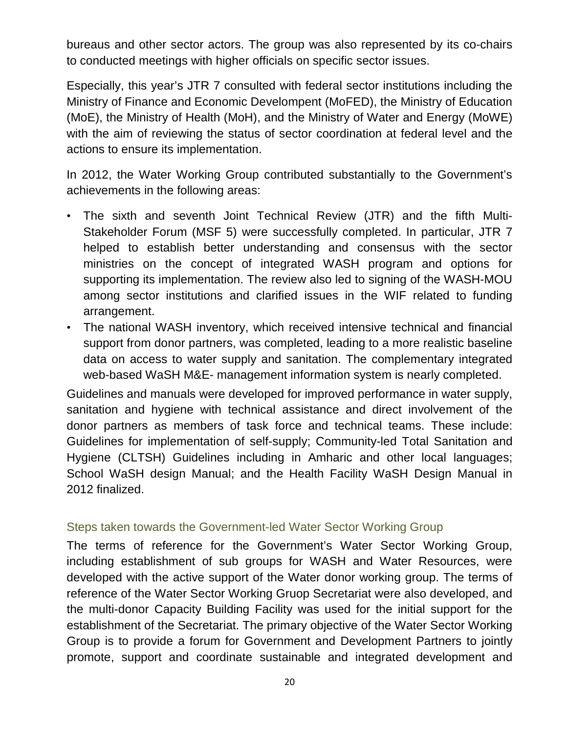bureaus and other sector actors. The group was also represented by its co-chairs to conducted meetings with higher officials on specific sector issues.

Especially, this year's JTR 7 consulted with federal sector institutions including the Ministry of Finance and Economic Develompent (MoFED), the Ministry of Education (MoE), the Ministry of Health (MoH), and the Ministry of Water and Energy (MoWE) with the aim of reviewing the status of sector coordination at federal level and the actions to ensure its implementation.

In 2012, the Water Working Group contributed substantially to the Government's achievements in the following areas:

- The sixth and seventh Joint Technical Review (JTR) and the fifth Multi-Stakeholder Forum (MSF 5) were successfully completed. In particular, JTR 7 helped to establish better understanding and consensus with the sector ministries on the concept of integrated WASH program and options for supporting its implementation. The review also led to signing of the WASH-MOU among sector institutions and clarified issues in the WIF related to funding arrangement.
- The national WASH inventory, which received intensive technical and financial support from donor partners, was completed, leading to a more realistic baseline data on access to water supply and sanitation. The complementary integrated web-based WaSH M&E- management information system is nearly completed.

Guidelines and manuals were developed for improved performance in water supply, sanitation and hygiene with technical assistance and direct involvement of the donor partners as members of task force and technical teams. These include: Guidelines for implementation of self-supply; Community-led Total Sanitation and Hygiene (CLTSH) Guidelines including in Amharic and other local languages; School WaSH design Manual; and the Health Facility WaSH Design Manual in 2012 finalized.

### Steps taken towards the Government-led Water Sector Working Group

The terms of reference for the Government's Water Sector Working Group, including establishment of sub groups for WASH and Water Resources, were developed with the active support of the Water donor working group. The terms of reference of the Water Sector Working Gruop Secretariat were also developed, and the multi-donor Capacity Building Facility was used for the initial support for the establishment of the Secretariat. The primary objective of the Water Sector Working Group is to provide a forum for Government and Development Partners to jointly promote, support and coordinate sustainable and integrated development and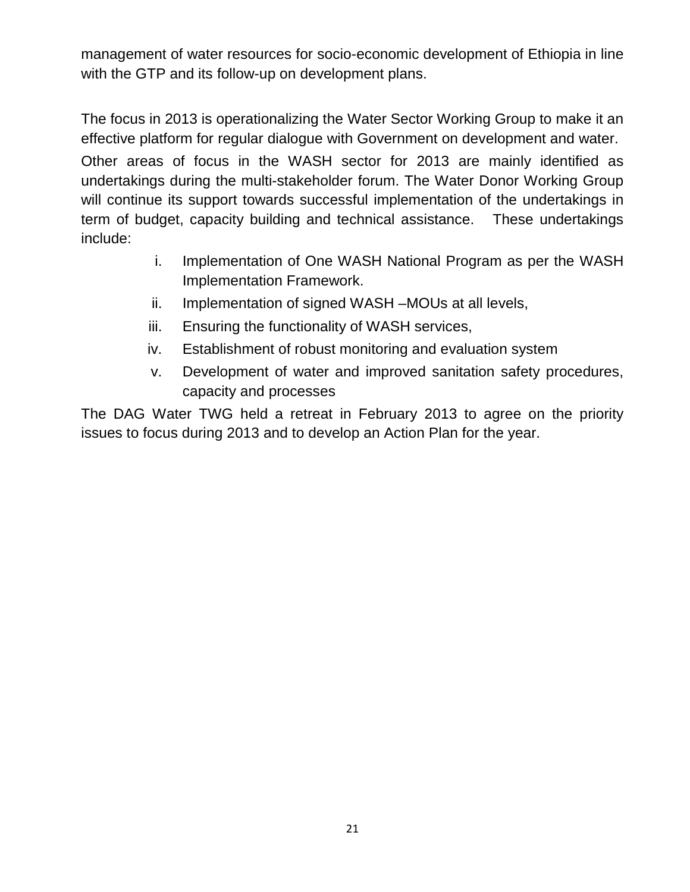management of water resources for socio-economic development of Ethiopia in line with the GTP and its follow-up on development plans.

The focus in 2013 is operationalizing the Water Sector Working Group to make it an effective platform for regular dialogue with Government on development and water.

Other areas of focus in the WASH sector for 2013 are mainly identified as undertakings during the multi-stakeholder forum. The Water Donor Working Group will continue its support towards successful implementation of the undertakings in term of budget, capacity building and technical assistance. These undertakings include:

i. Implementation of One WASH National Program as per the WASH Implementation Framework.
ii. Implementation of signed WASH –MOUs at all levels,
iii. Ensuring the functionality of WASH services,
iv. Establishment of robust monitoring and evaluation system
v. Development of water and improved sanitation safety procedures, capacity and processes

The DAG Water TWG held a retreat in February 2013 to agree on the priority issues to focus during 2013 and to develop an Action Plan for the year.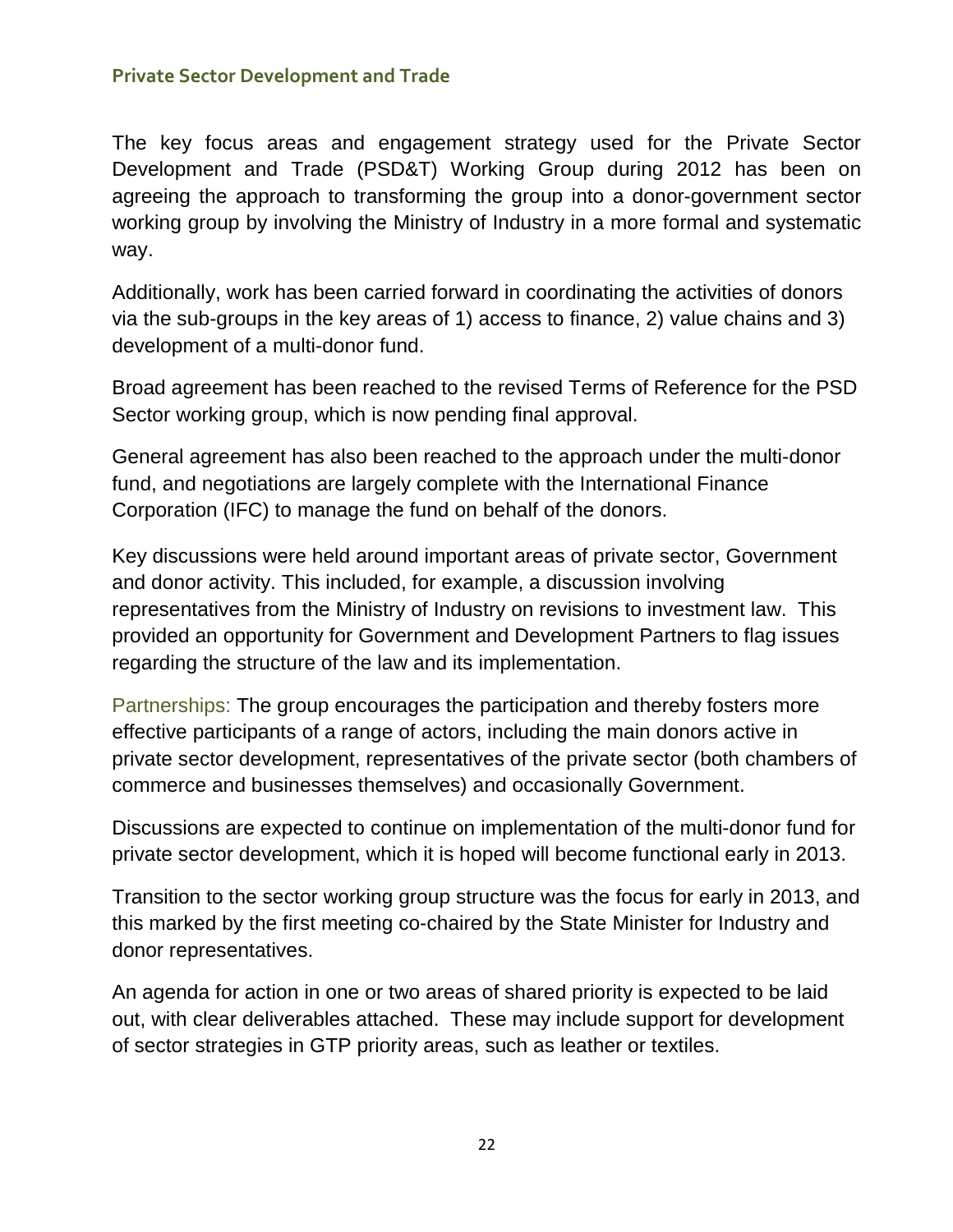## Private Sector Development and Trade

The key focus areas and engagement strategy used for the Private Sector Development and Trade (PSD&T) Working Group during 2012 has been on agreeing the approach to transforming the group into a donor-government sector working group by involving the Ministry of Industry in a more formal and systematic way.

Additionally, work has been carried forward in coordinating the activities of donors via the sub-groups in the key areas of 1) access to finance, 2) value chains and 3) development of a multi-donor fund.

Broad agreement has been reached to the revised Terms of Reference for the PSD Sector working group, which is now pending final approval.

General agreement has also been reached to the approach under the multi-donor fund, and negotiations are largely complete with the International Finance Corporation (IFC) to manage the fund on behalf of the donors.

Key discussions were held around important areas of private sector, Government and donor activity. This included, for example, a discussion involving representatives from the Ministry of Industry on revisions to investment law. This provided an opportunity for Government and Development Partners to flag issues regarding the structure of the law and its implementation.

Partnerships: The group encourages the participation and thereby fosters more effective participants of a range of actors, including the main donors active in private sector development, representatives of the private sector (both chambers of commerce and businesses themselves) and occasionally Government.

Discussions are expected to continue on implementation of the multi-donor fund for private sector development, which it is hoped will become functional early in 2013.

Transition to the sector working group structure was the focus for early in 2013, and this marked by the first meeting co-chaired by the State Minister for Industry and donor representatives.

An agenda for action in one or two areas of shared priority is expected to be laid out, with clear deliverables attached. These may include support for development of sector strategies in GTP priority areas, such as leather or textiles.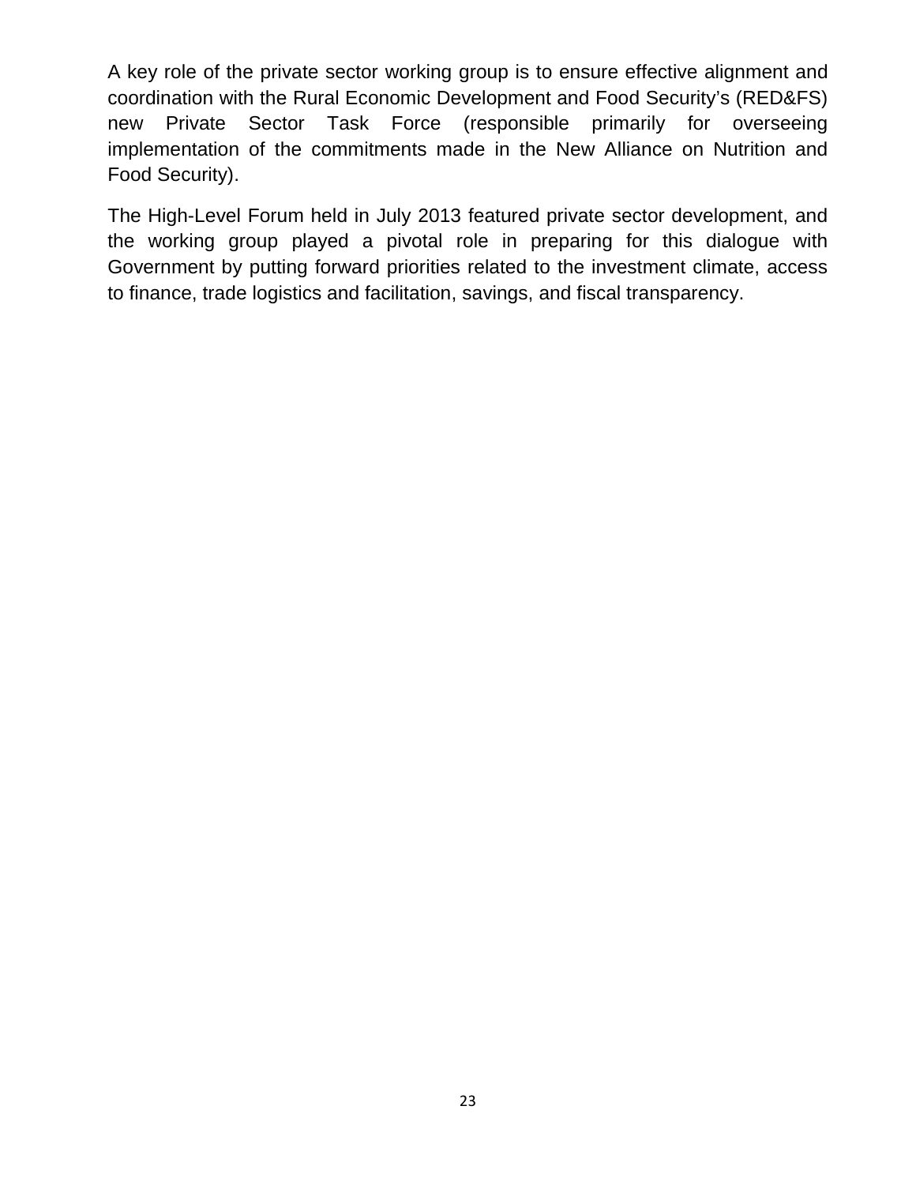A key role of the private sector working group is to ensure effective alignment and coordination with the Rural Economic Development and Food Security's (RED&FS) new Private Sector Task Force (responsible primarily for overseeing implementation of the commitments made in the New Alliance on Nutrition and Food Security).

The High-Level Forum held in July 2013 featured private sector development, and the working group played a pivotal role in preparing for this dialogue with Government by putting forward priorities related to the investment climate, access to finance, trade logistics and facilitation, savings, and fiscal transparency.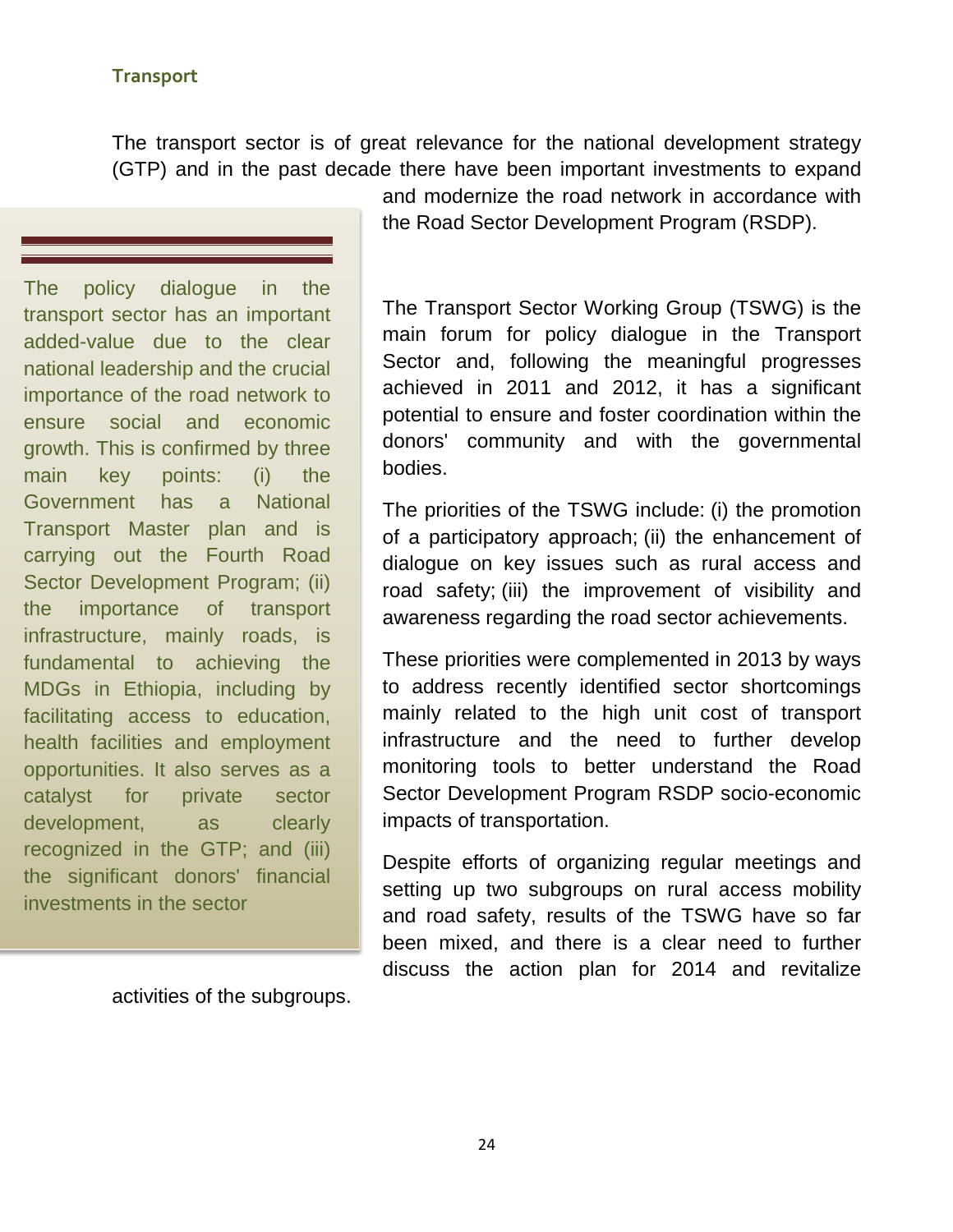## Transport

The transport sector is of great relevance for the national development strategy (GTP) and in the past decade there have been important investments to expand and modernize the road network in accordance with the Road Sector Development Program (RSDP).

> The policy dialogue in the transport sector has an important added-value due to the clear national leadership and the crucial importance of the road network to ensure social and economic growth. This is confirmed by three main key points: (i) the Government has a National Transport Master plan and is carrying out the Fourth Road Sector Development Program; (ii) the importance of transport infrastructure, mainly roads, is fundamental to achieving the MDGs in Ethiopia, including by facilitating access to education, health facilities and employment opportunities. It also serves as a catalyst for private sector development, as clearly recognized in the GTP; and (iii) the significant donors' financial investments in the sector

The Transport Sector Working Group (TSWG) is the main forum for policy dialogue in the Transport Sector and, following the meaningful progresses achieved in 2011 and 2012, it has a significant potential to ensure and foster coordination within the donors' community and with the governmental bodies.

The priorities of the TSWG include: (i) the promotion of a participatory approach; (ii) the enhancement of dialogue on key issues such as rural access and road safety; (iii) the improvement of visibility and awareness regarding the road sector achievements.

These priorities were complemented in 2013 by ways to address recently identified sector shortcomings mainly related to the high unit cost of transport infrastructure and the need to further develop monitoring tools to better understand the Road Sector Development Program RSDP socio-economic impacts of transportation.

Despite efforts of organizing regular meetings and setting up two subgroups on rural access mobility and road safety, results of the TSWG have so far been mixed, and there is a clear need to further discuss the action plan for 2014 and revitalize activities of the subgroups.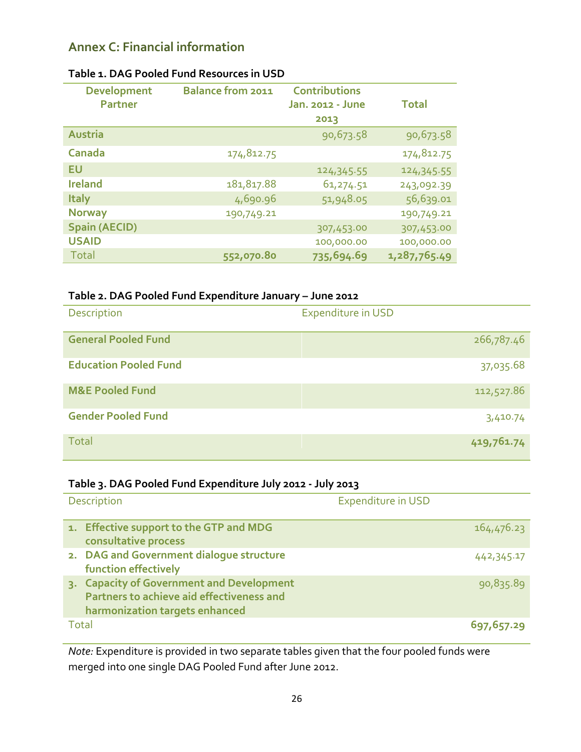## Annex C: Financial information

**Table 1. DAG Pooled Fund Resources in USD**

| Development Partner | Balance from 2011 | Contributions Jan. 2012 - June 2013 | Total |
|---|---|---|---|
| **Austria** | | 90,673.58 | 90,673.58 |
| **Canada** | 174,812.75 | | 174,812.75 |
| **EU** | | 124,345.55 | 124,345.55 |
| **Ireland** | 181,817.88 | 61,274.51 | 243,092.39 |
| **Italy** | 4,690.96 | 51,948.05 | 56,639.01 |
| **Norway** | 190,749.21 | | 190,749.21 |
| **Spain (AECID)** | | 307,453.00 | 307,453.00 |
| **USAID** | | 100,000.00 | 100,000.00 |
| Total | **552,070.80** | **735,694.69** | **1,287,765.49** |

**Table 2. DAG Pooled Fund Expenditure January – June 2012**

| Description | Expenditure in USD |
|---|---|
| **General Pooled Fund** | 266,787.46 |
| **Education Pooled Fund** | 37,035.68 |
| **M&E Pooled Fund** | 112,527.86 |
| **Gender Pooled Fund** | 3,410.74 |
| Total | **419,761.74** |

**Table 3. DAG Pooled Fund Expenditure July 2012 - July 2013**

| Description | Expenditure in USD |
|---|---|
| **1. Effective support to the GTP and MDG consultative process** | 164,476.23 |
| **2. DAG and Government dialogue structure function effectively** | 442,345.17 |
| **3. Capacity of Government and Development Partners to achieve aid effectiveness and harmonization targets enhanced** | 90,835.89 |
| Total | **697,657.29** |

*Note:* Expenditure is provided in two separate tables given that the four pooled funds were merged into one single DAG Pooled Fund after June 2012.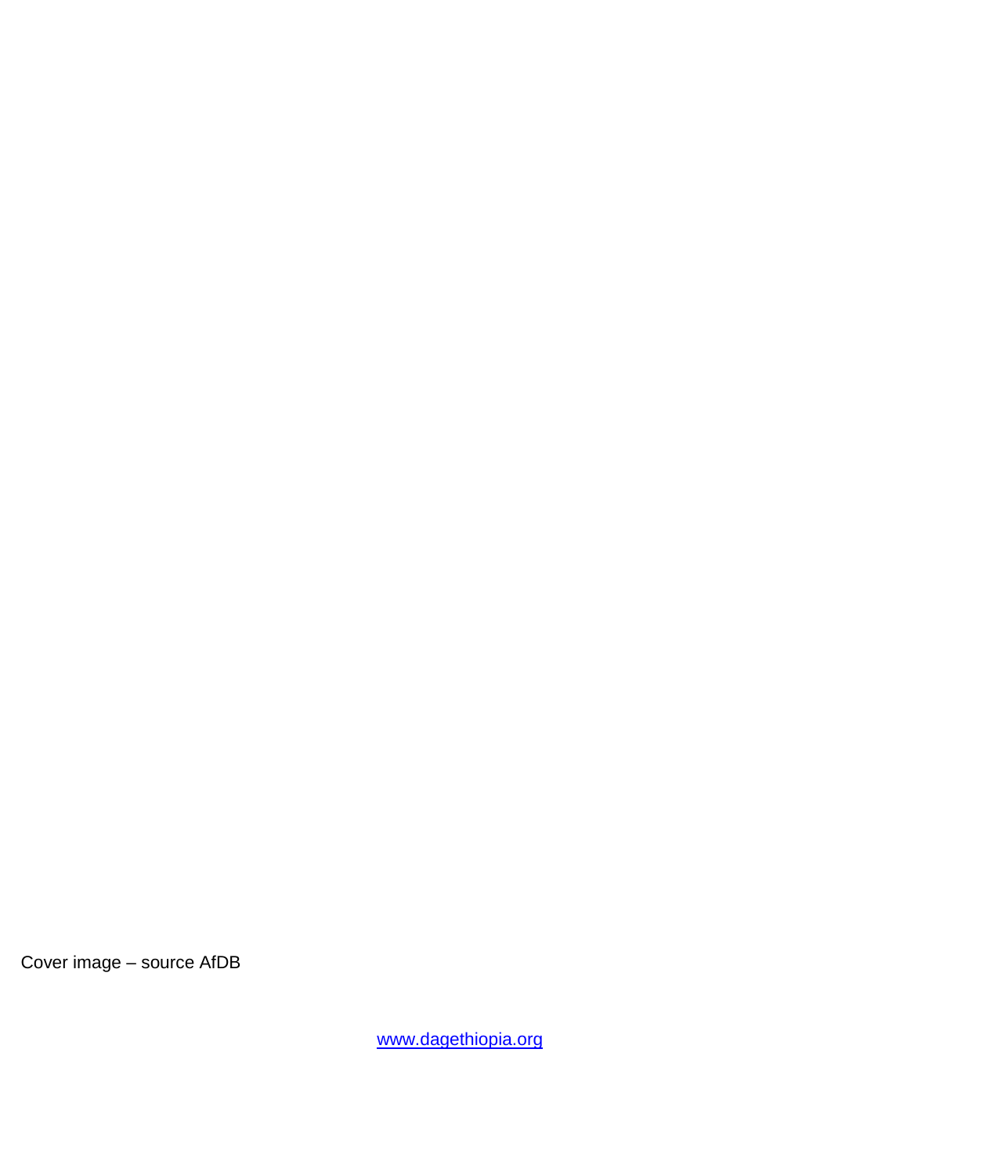Cover image – source AfDB

www.dagethiopia.org